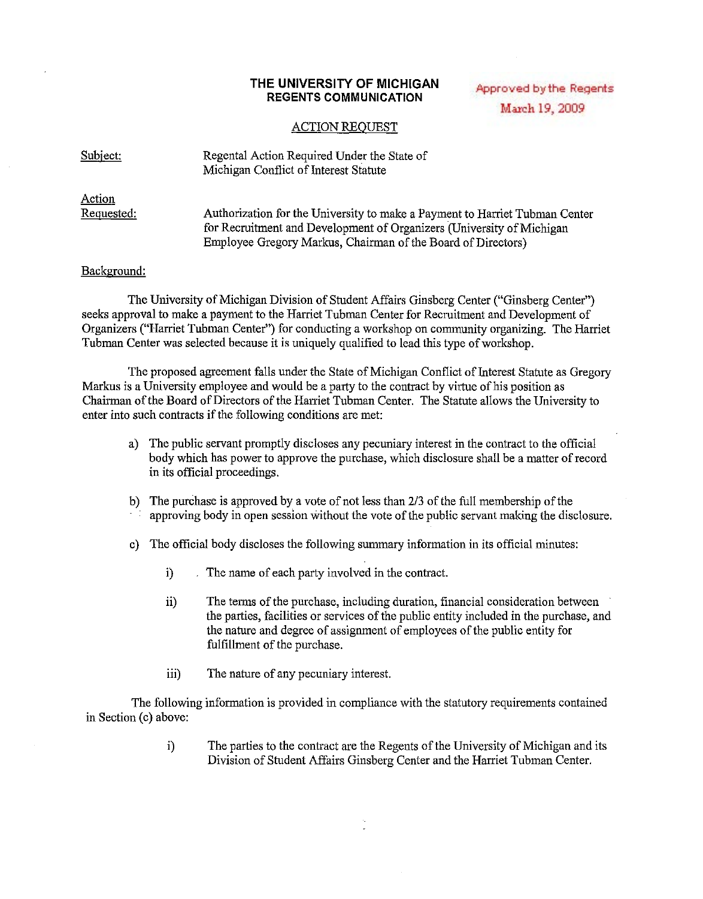# THE UNIVERSITY OF MICHIGAN
## REGENTS COMMUNICATION

Approved by the Regents
March 19, 2009

ACTION REQUEST

Subject: Regental Action Required Under the State of Michigan Conflict of Interest Statute

Action Requested: Authorization for the University to make a Payment to Harriet Tubman Center for Recruitment and Development of Organizers (University of Michigan Employee Gregory Markus, Chairman of the Board of Directors)

Background:

The University of Michigan Division of Student Affairs Ginsberg Center ("Ginsberg Center") seeks approval to make a payment to the Harriet Tubman Center for Recruitment and Development of Organizers ("Harriet Tubman Center") for conducting a workshop on community organizing. The Harriet Tubman Center was selected because it is uniquely qualified to lead this type of workshop.

The proposed agreement falls under the State of Michigan Conflict of Interest Statute as Gregory Markus is a University employee and would be a party to the contract by virtue of his position as Chairman of the Board of Directors of the Harriet Tubman Center. The Statute allows the University to enter into such contracts if the following conditions are met:

a) The public servant promptly discloses any pecuniary interest in the contract to the official body which has power to approve the purchase, which disclosure shall be a matter of record in its official proceedings.

b) The purchase is approved by a vote of not less than 2/3 of the full membership of the approving body in open session without the vote of the public servant making the disclosure.

c) The official body discloses the following summary information in its official minutes:

   i) The name of each party involved in the contract.

   ii) The terms of the purchase, including duration, financial consideration between the parties, facilities or services of the public entity included in the purchase, and the nature and degree of assignment of employees of the public entity for fulfillment of the purchase.

   iii) The nature of any pecuniary interest.

The following information is provided in compliance with the statutory requirements contained in Section (c) above:

   i) The parties to the contract are the Regents of the University of Michigan and its Division of Student Affairs Ginsberg Center and the Harriet Tubman Center.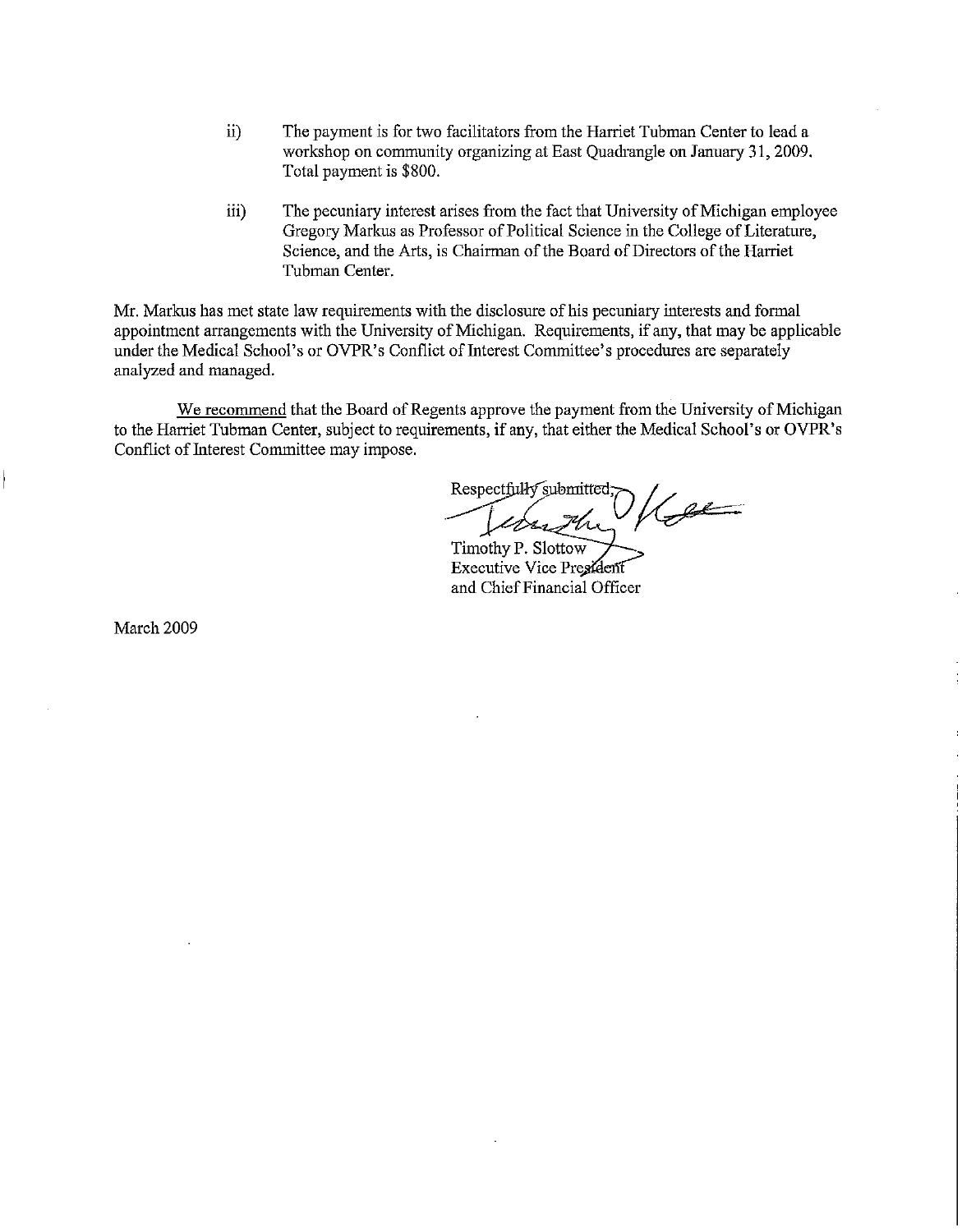ii) The payment is for two facilitators from the Harriet Tubman Center to lead a workshop on community organizing at East Quadrangle on January 31, 2009. Total payment is $800.

iii) The pecuniary interest arises from the fact that University of Michigan employee Gregory Markus as Professor of Political Science in the College of Literature, Science, and the Arts, is Chairman of the Board of Directors of the Harriet Tubman Center.

Mr. Markus has met state law requirements with the disclosure of his pecuniary interests and formal appointment arrangements with the University of Michigan. Requirements, if any, that may be applicable under the Medical School's or OVPR's Conflict of Interest Committee's procedures are separately analyzed and managed.

We recommend that the Board of Regents approve the payment from the University of Michigan to the Harriet Tubman Center, subject to requirements, if any, that either the Medical School's or OVPR's Conflict of Interest Committee may impose.

Respectfully submitted,

Timothy P. Slottow
Executive Vice President
and Chief Financial Officer

March 2009